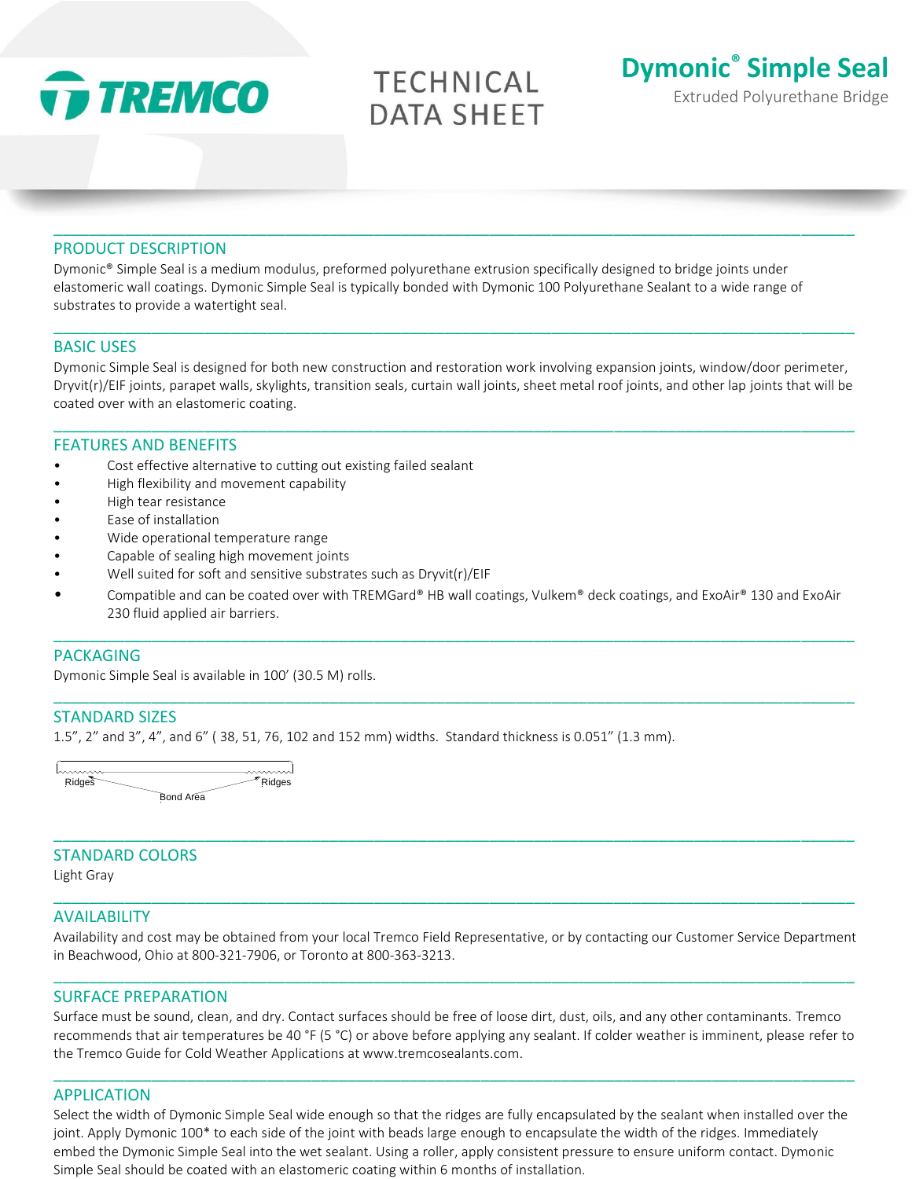TREMCO

TECHNICAL DATA SHEET

# Dymonic® Simple Seal

Extruded Polyurethane Bridge

## PRODUCT DESCRIPTION

Dymonic® Simple Seal is a medium modulus, preformed polyurethane extrusion specifically designed to bridge joints under elastomeric wall coatings. Dymonic Simple Seal is typically bonded with Dymonic 100 Polyurethane Sealant to a wide range of substrates to provide a watertight seal.

## BASIC USES

Dymonic Simple Seal is designed for both new construction and restoration work involving expansion joints, window/door perimeter, Dryvit(r)/EIF joints, parapet walls, skylights, transition seals, curtain wall joints, sheet metal roof joints, and other lap joints that will be coated over with an elastomeric coating.

## FEATURES AND BENEFITS

- Cost effective alternative to cutting out existing failed sealant
- High flexibility and movement capability
- High tear resistance
- Ease of installation
- Wide operational temperature range
- Capable of sealing high movement joints
- Well suited for soft and sensitive substrates such as Dryvit(r)/EIF
- Compatible and can be coated over with TREMGard® HB wall coatings, Vulkem® deck coatings, and ExoAir® 130 and ExoAir 230 fluid applied air barriers.

## PACKAGING

Dymonic Simple Seal is available in 100' (30.5 M) rolls.

## STANDARD SIZES

1.5", 2" and 3", 4", and 6" ( 38, 51, 76, 102 and 152 mm) widths. Standard thickness is 0.051" (1.3 mm).

Ridges — Bond Area — Ridges

## STANDARD COLORS

Light Gray

## AVAILABILITY

Availability and cost may be obtained from your local Tremco Field Representative, or by contacting our Customer Service Department in Beachwood, Ohio at 800-321-7906, or Toronto at 800-363-3213.

## SURFACE PREPARATION

Surface must be sound, clean, and dry. Contact surfaces should be free of loose dirt, dust, oils, and any other contaminants. Tremco recommends that air temperatures be 40 °F (5 °C) or above before applying any sealant. If colder weather is imminent, please refer to the Tremco Guide for Cold Weather Applications at www.tremcosealants.com.

## APPLICATION

Select the width of Dymonic Simple Seal wide enough so that the ridges are fully encapsulated by the sealant when installed over the joint. Apply Dymonic 100* to each side of the joint with beads large enough to encapsulate the width of the ridges. Immediately embed the Dymonic Simple Seal into the wet sealant. Using a roller, apply consistent pressure to ensure uniform contact. Dymonic Simple Seal should be coated with an elastomeric coating within 6 months of installation.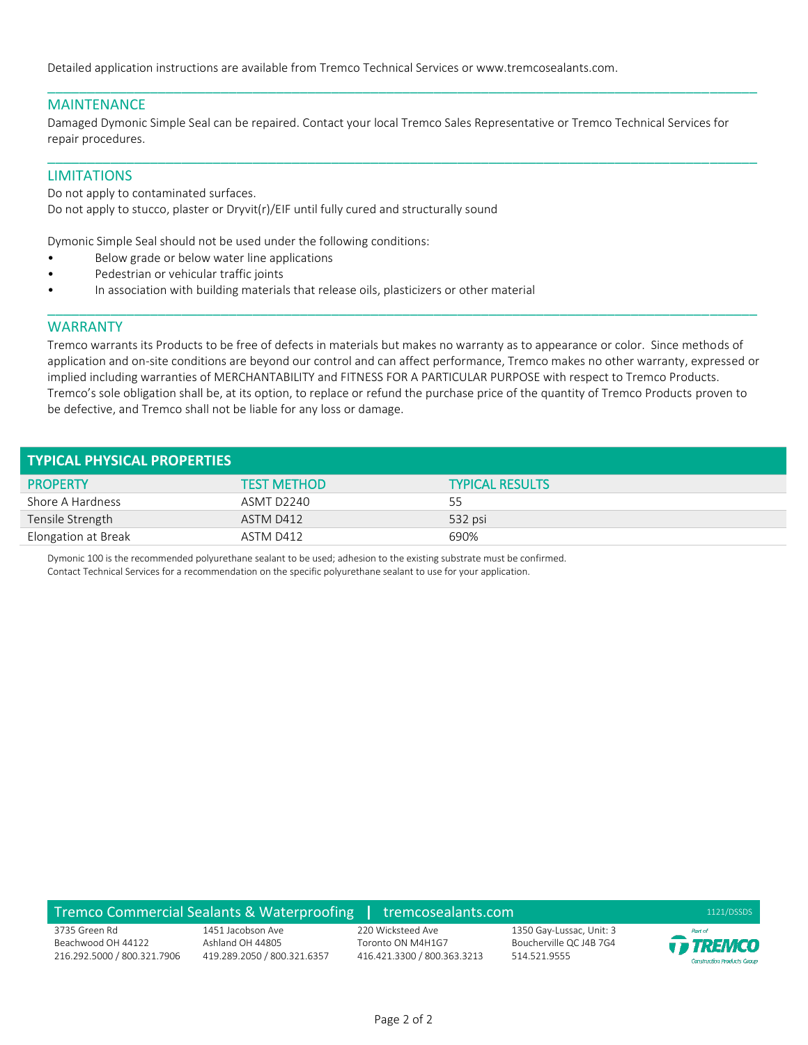Detailed application instructions are available from Tremco Technical Services or www.tremcosealants.com.

## MAINTENANCE

Damaged Dymonic Simple Seal can be repaired. Contact your local Tremco Sales Representative or Tremco Technical Services for repair procedures.

## LIMITATIONS

Do not apply to contaminated surfaces.
Do not apply to stucco, plaster or Dryvit(r)/EIF until fully cured and structurally sound

Dymonic Simple Seal should not be used under the following conditions:

- Below grade or below water line applications
- Pedestrian or vehicular traffic joints
- In association with building materials that release oils, plasticizers or other material

## WARRANTY

Tremco warrants its Products to be free of defects in materials but makes no warranty as to appearance or color. Since methods of application and on-site conditions are beyond our control and can affect performance, Tremco makes no other warranty, expressed or implied including warranties of MERCHANTABILITY and FITNESS FOR A PARTICULAR PURPOSE with respect to Tremco Products. Tremco's sole obligation shall be, at its option, to replace or refund the purchase price of the quantity of Tremco Products proven to be defective, and Tremco shall not be liable for any loss or damage.

## TYPICAL PHYSICAL PROPERTIES

| PROPERTY | TEST METHOD | TYPICAL RESULTS |
|---|---|---|
| Shore A Hardness | ASMT D2240 | 55 |
| Tensile Strength | ASTM D412 | 532 psi |
| Elongation at Break | ASTM D412 | 690% |

Dymonic 100 is the recommended polyurethane sealant to be used; adhesion to the existing substrate must be confirmed.
Contact Technical Services for a recommendation on the specific polyurethane sealant to use for your application.

Tremco Commercial Sealants & Waterproofing | tremcosealants.com

1121/DSSDS

3735 Green Rd
Beachwood OH 44122
216.292.5000 / 800.321.7906

1451 Jacobson Ave
Ashland OH 44805
419.289.2050 / 800.321.6357

220 Wicksteed Ave
Toronto ON M4H1G7
416.421.3300 / 800.363.3213

1350 Gay-Lussac, Unit: 3
Boucherville QC J4B 7G4
514.521.9555

Part of TREMCO Construction Products Group